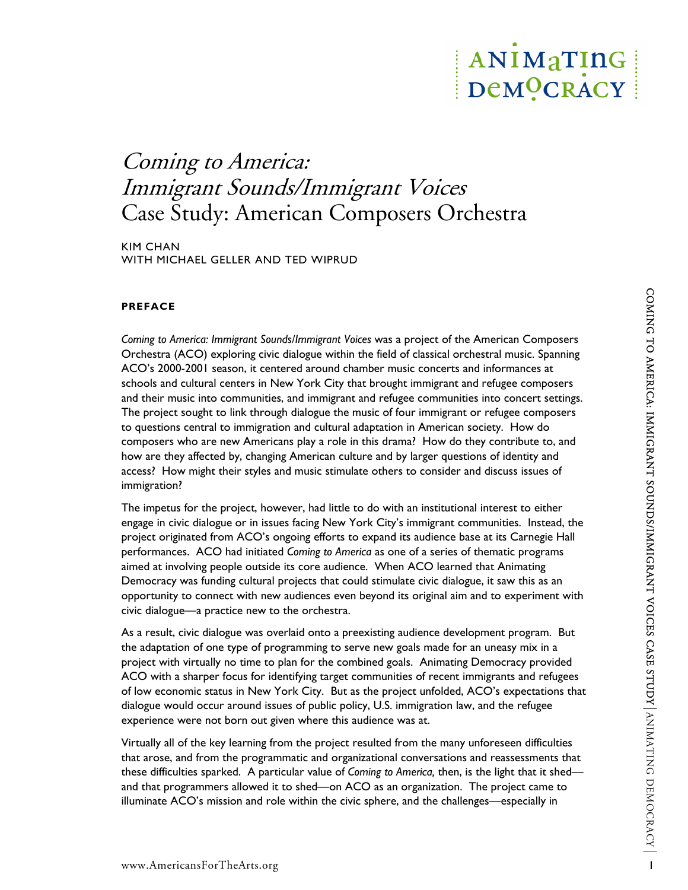# *Coming to America: Immigrant Sounds/Immigrant Voices* Case Study: American Composers Orchestra

KIM CHAN
WITH MICHAEL GELLER AND TED WIPRUD

## PREFACE

*Coming to America: Immigrant Sounds/Immigrant Voices* was a project of the American Composers Orchestra (ACO) exploring civic dialogue within the field of classical orchestral music. Spanning ACO's 2000-2001 season, it centered around chamber music concerts and informances at schools and cultural centers in New York City that brought immigrant and refugee composers and their music into communities, and immigrant and refugee communities into concert settings. The project sought to link through dialogue the music of four immigrant or refugee composers to questions central to immigration and cultural adaptation in American society. How do composers who are new Americans play a role in this drama? How do they contribute to, and how are they affected by, changing American culture and by larger questions of identity and access? How might their styles and music stimulate others to consider and discuss issues of immigration?

The impetus for the project, however, had little to do with an institutional interest to either engage in civic dialogue or in issues facing New York City's immigrant communities. Instead, the project originated from ACO's ongoing efforts to expand its audience base at its Carnegie Hall performances. ACO had initiated *Coming to America* as one of a series of thematic programs aimed at involving people outside its core audience. When ACO learned that Animating Democracy was funding cultural projects that could stimulate civic dialogue, it saw this as an opportunity to connect with new audiences even beyond its original aim and to experiment with civic dialogue—a practice new to the orchestra.

As a result, civic dialogue was overlaid onto a preexisting audience development program. But the adaptation of one type of programming to serve new goals made for an uneasy mix in a project with virtually no time to plan for the combined goals. Animating Democracy provided ACO with a sharper focus for identifying target communities of recent immigrants and refugees of low economic status in New York City. But as the project unfolded, ACO's expectations that dialogue would occur around issues of public policy, U.S. immigration law, and the refugee experience were not born out given where this audience was at.

Virtually all of the key learning from the project resulted from the many unforeseen difficulties that arose, and from the programmatic and organizational conversations and reassessments that these difficulties sparked. A particular value of *Coming to America,* then, is the light that it shed—and that programmers allowed it to shed—on ACO as an organization. The project came to illuminate ACO's mission and role within the civic sphere, and the challenges—especially in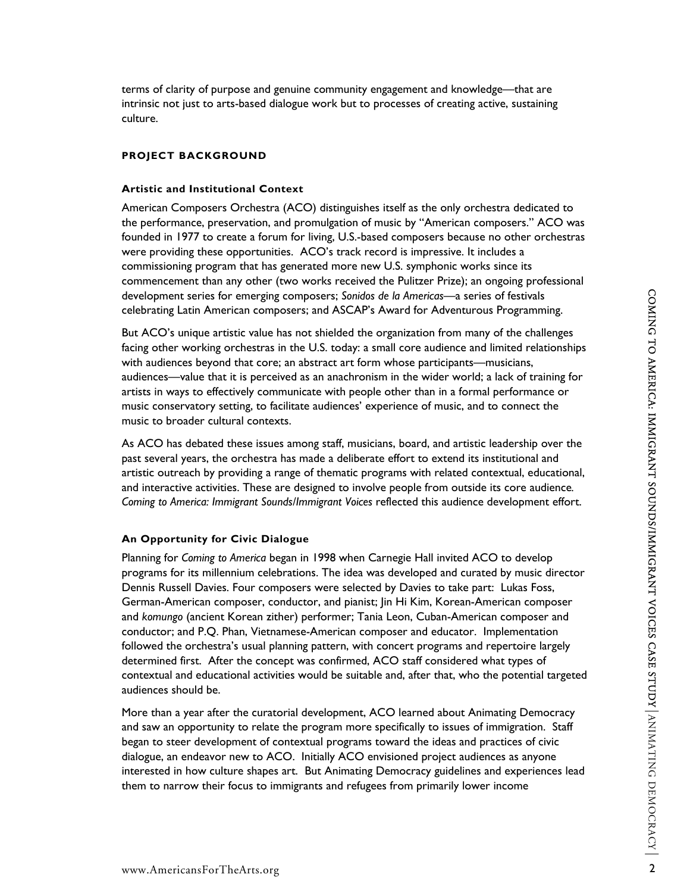terms of clarity of purpose and genuine community engagement and knowledge—that are intrinsic not just to arts-based dialogue work but to processes of creating active, sustaining culture.

## PROJECT BACKGROUND

### Artistic and Institutional Context

American Composers Orchestra (ACO) distinguishes itself as the only orchestra dedicated to the performance, preservation, and promulgation of music by "American composers." ACO was founded in 1977 to create a forum for living, U.S.-based composers because no other orchestras were providing these opportunities. ACO's track record is impressive. It includes a commissioning program that has generated more new U.S. symphonic works since its commencement than any other (two works received the Pulitzer Prize); an ongoing professional development series for emerging composers; *Sonidos de la Americas*—a series of festivals celebrating Latin American composers; and ASCAP's Award for Adventurous Programming.

But ACO's unique artistic value has not shielded the organization from many of the challenges facing other working orchestras in the U.S. today: a small core audience and limited relationships with audiences beyond that core; an abstract art form whose participants—musicians, audiences—value that it is perceived as an anachronism in the wider world; a lack of training for artists in ways to effectively communicate with people other than in a formal performance or music conservatory setting, to facilitate audiences' experience of music, and to connect the music to broader cultural contexts.

As ACO has debated these issues among staff, musicians, board, and artistic leadership over the past several years, the orchestra has made a deliberate effort to extend its institutional and artistic outreach by providing a range of thematic programs with related contextual, educational, and interactive activities. These are designed to involve people from outside its core audience. *Coming to America: Immigrant Sounds/Immigrant Voices* reflected this audience development effort.

### An Opportunity for Civic Dialogue

Planning for *Coming to America* began in 1998 when Carnegie Hall invited ACO to develop programs for its millennium celebrations. The idea was developed and curated by music director Dennis Russell Davies. Four composers were selected by Davies to take part: Lukas Foss, German-American composer, conductor, and pianist; Jin Hi Kim, Korean-American composer and *komungo* (ancient Korean zither) performer; Tania Leon, Cuban-American composer and conductor; and P.Q. Phan, Vietnamese-American composer and educator. Implementation followed the orchestra's usual planning pattern, with concert programs and repertoire largely determined first. After the concept was confirmed, ACO staff considered what types of contextual and educational activities would be suitable and, after that, who the potential targeted audiences should be.

More than a year after the curatorial development, ACO learned about Animating Democracy and saw an opportunity to relate the program more specifically to issues of immigration. Staff began to steer development of contextual programs toward the ideas and practices of civic dialogue, an endeavor new to ACO. Initially ACO envisioned project audiences as anyone interested in how culture shapes art. But Animating Democracy guidelines and experiences lead them to narrow their focus to immigrants and refugees from primarily lower income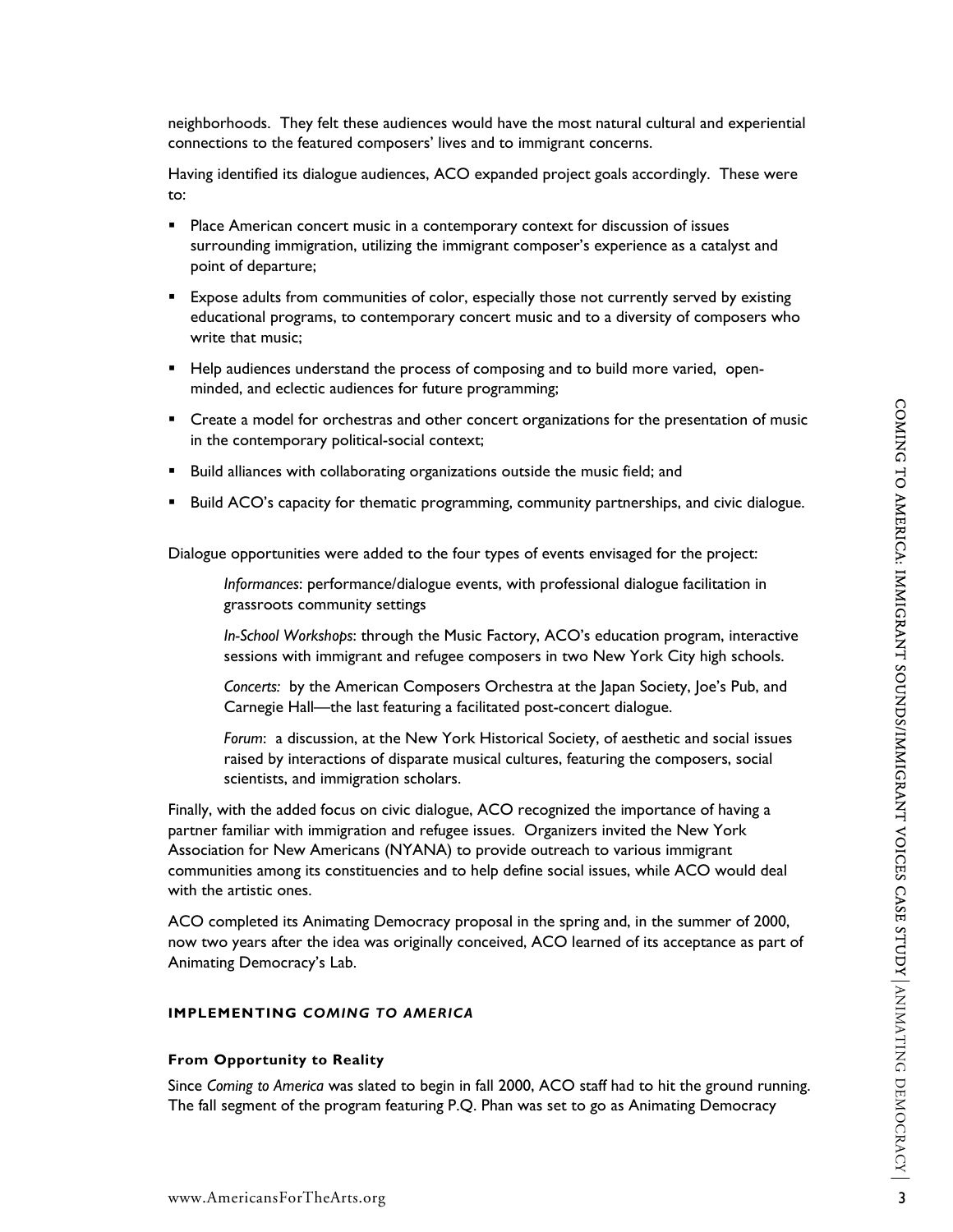neighborhoods. They felt these audiences would have the most natural cultural and experiential connections to the featured composers' lives and to immigrant concerns.

Having identified its dialogue audiences, ACO expanded project goals accordingly. These were to:

- Place American concert music in a contemporary context for discussion of issues surrounding immigration, utilizing the immigrant composer's experience as a catalyst and point of departure;
- Expose adults from communities of color, especially those not currently served by existing educational programs, to contemporary concert music and to a diversity of composers who write that music;
- Help audiences understand the process of composing and to build more varied, open-minded, and eclectic audiences for future programming;
- Create a model for orchestras and other concert organizations for the presentation of music in the contemporary political-social context;
- Build alliances with collaborating organizations outside the music field; and
- Build ACO's capacity for thematic programming, community partnerships, and civic dialogue.

Dialogue opportunities were added to the four types of events envisaged for the project:

> *Informances*: performance/dialogue events, with professional dialogue facilitation in grassroots community settings
>
> *In-School Workshops*: through the Music Factory, ACO's education program, interactive sessions with immigrant and refugee composers in two New York City high schools.
>
> *Concerts:* by the American Composers Orchestra at the Japan Society, Joe's Pub, and Carnegie Hall—the last featuring a facilitated post-concert dialogue.
>
> *Forum*: a discussion, at the New York Historical Society, of aesthetic and social issues raised by interactions of disparate musical cultures, featuring the composers, social scientists, and immigration scholars.

Finally, with the added focus on civic dialogue, ACO recognized the importance of having a partner familiar with immigration and refugee issues. Organizers invited the New York Association for New Americans (NYANA) to provide outreach to various immigrant communities among its constituencies and to help define social issues, while ACO would deal with the artistic ones.

ACO completed its Animating Democracy proposal in the spring and, in the summer of 2000, now two years after the idea was originally conceived, ACO learned of its acceptance as part of Animating Democracy's Lab.

## IMPLEMENTING *COMING TO AMERICA*

### From Opportunity to Reality

Since *Coming to America* was slated to begin in fall 2000, ACO staff had to hit the ground running. The fall segment of the program featuring P.Q. Phan was set to go as Animating Democracy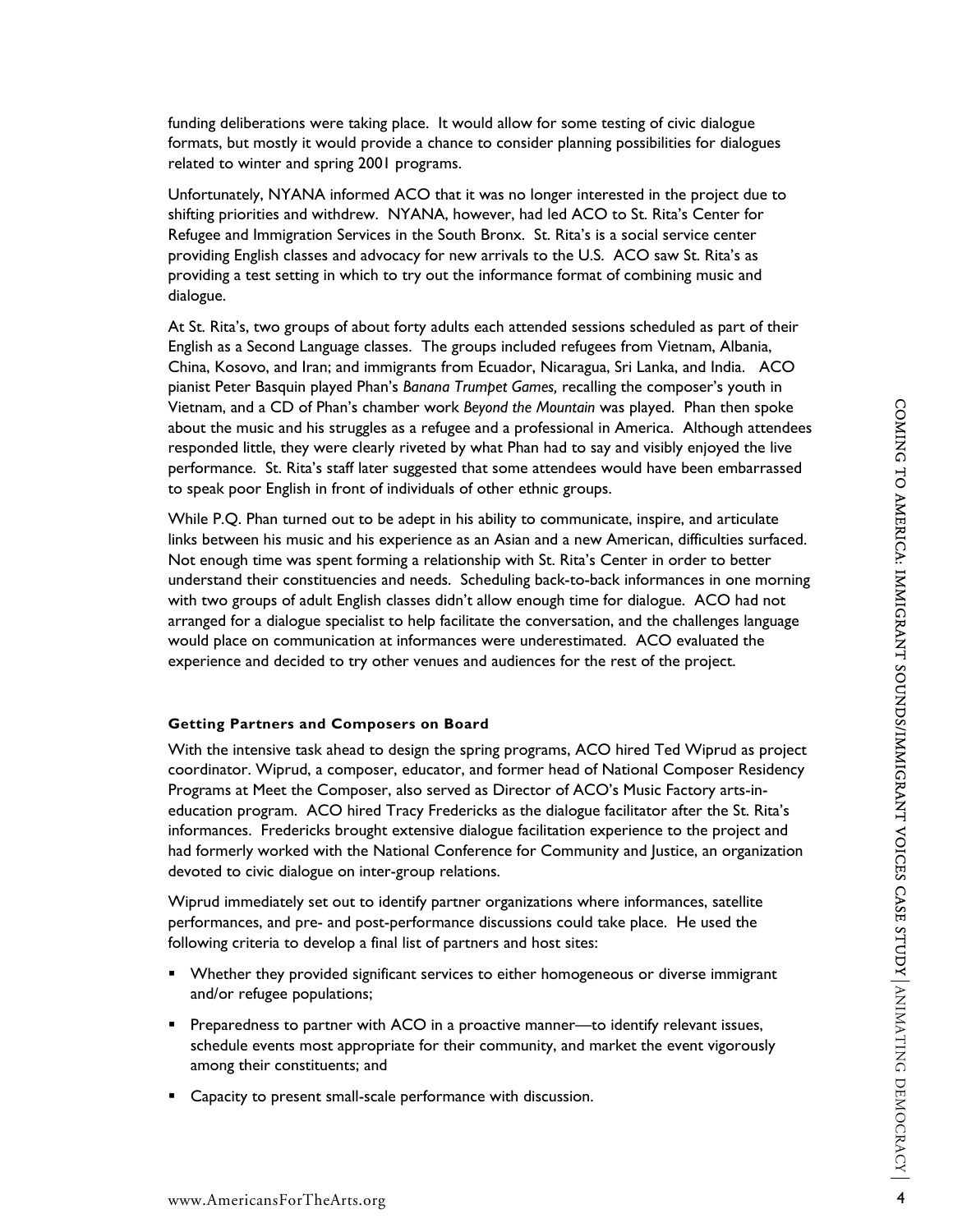funding deliberations were taking place. It would allow for some testing of civic dialogue formats, but mostly it would provide a chance to consider planning possibilities for dialogues related to winter and spring 2001 programs.

Unfortunately, NYANA informed ACO that it was no longer interested in the project due to shifting priorities and withdrew. NYANA, however, had led ACO to St. Rita's Center for Refugee and Immigration Services in the South Bronx. St. Rita's is a social service center providing English classes and advocacy for new arrivals to the U.S. ACO saw St. Rita's as providing a test setting in which to try out the informance format of combining music and dialogue.

At St. Rita's, two groups of about forty adults each attended sessions scheduled as part of their English as a Second Language classes. The groups included refugees from Vietnam, Albania, China, Kosovo, and Iran; and immigrants from Ecuador, Nicaragua, Sri Lanka, and India. ACO pianist Peter Basquin played Phan's *Banana Trumpet Games,* recalling the composer's youth in Vietnam, and a CD of Phan's chamber work *Beyond the Mountain* was played. Phan then spoke about the music and his struggles as a refugee and a professional in America. Although attendees responded little, they were clearly riveted by what Phan had to say and visibly enjoyed the live performance. St. Rita's staff later suggested that some attendees would have been embarrassed to speak poor English in front of individuals of other ethnic groups.

While P.Q. Phan turned out to be adept in his ability to communicate, inspire, and articulate links between his music and his experience as an Asian and a new American, difficulties surfaced. Not enough time was spent forming a relationship with St. Rita's Center in order to better understand their constituencies and needs. Scheduling back-to-back informances in one morning with two groups of adult English classes didn't allow enough time for dialogue. ACO had not arranged for a dialogue specialist to help facilitate the conversation, and the challenges language would place on communication at informances were underestimated. ACO evaluated the experience and decided to try other venues and audiences for the rest of the project.

#### Getting Partners and Composers on Board

With the intensive task ahead to design the spring programs, ACO hired Ted Wiprud as project coordinator. Wiprud, a composer, educator, and former head of National Composer Residency Programs at Meet the Composer, also served as Director of ACO's Music Factory arts-in-education program. ACO hired Tracy Fredericks as the dialogue facilitator after the St. Rita's informances. Fredericks brought extensive dialogue facilitation experience to the project and had formerly worked with the National Conference for Community and Justice, an organization devoted to civic dialogue on inter-group relations.

Wiprud immediately set out to identify partner organizations where informances, satellite performances, and pre- and post-performance discussions could take place. He used the following criteria to develop a final list of partners and host sites:

- Whether they provided significant services to either homogeneous or diverse immigrant and/or refugee populations;
- Preparedness to partner with ACO in a proactive manner—to identify relevant issues, schedule events most appropriate for their community, and market the event vigorously among their constituents; and
- Capacity to present small-scale performance with discussion.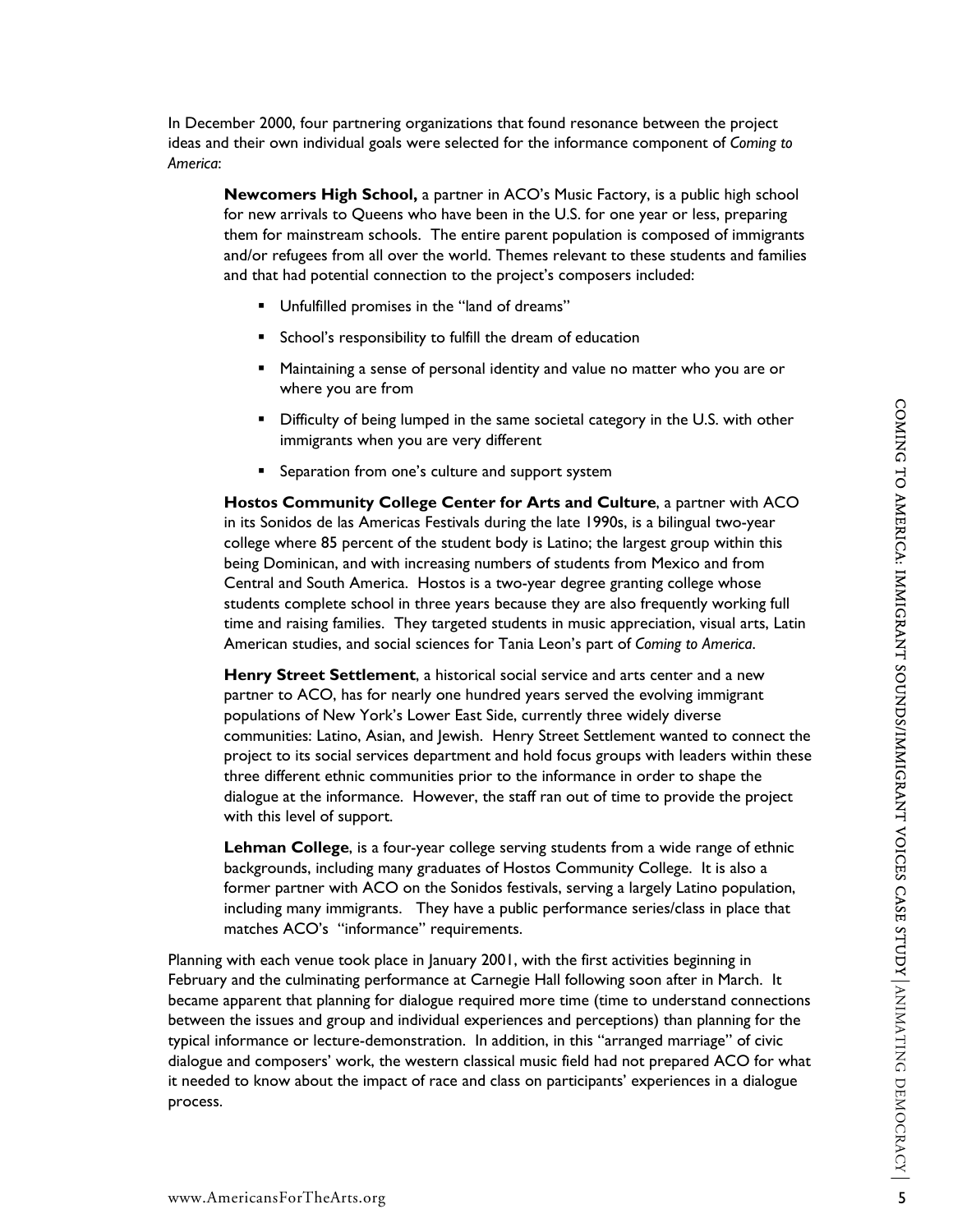In December 2000, four partnering organizations that found resonance between the project ideas and their own individual goals were selected for the informance component of *Coming to America*:

**Newcomers High School,** a partner in ACO's Music Factory, is a public high school for new arrivals to Queens who have been in the U.S. for one year or less, preparing them for mainstream schools. The entire parent population is composed of immigrants and/or refugees from all over the world. Themes relevant to these students and families and that had potential connection to the project's composers included:

- Unfulfilled promises in the "land of dreams"
- School's responsibility to fulfill the dream of education
- Maintaining a sense of personal identity and value no matter who you are or where you are from
- Difficulty of being lumped in the same societal category in the U.S. with other immigrants when you are very different
- Separation from one's culture and support system

**Hostos Community College Center for Arts and Culture**, a partner with ACO in its Sonidos de las Americas Festivals during the late 1990s, is a bilingual two-year college where 85 percent of the student body is Latino; the largest group within this being Dominican, and with increasing numbers of students from Mexico and from Central and South America. Hostos is a two-year degree granting college whose students complete school in three years because they are also frequently working full time and raising families. They targeted students in music appreciation, visual arts, Latin American studies, and social sciences for Tania Leon's part of *Coming to America*.

**Henry Street Settlement**, a historical social service and arts center and a new partner to ACO, has for nearly one hundred years served the evolving immigrant populations of New York's Lower East Side, currently three widely diverse communities: Latino, Asian, and Jewish. Henry Street Settlement wanted to connect the project to its social services department and hold focus groups with leaders within these three different ethnic communities prior to the informance in order to shape the dialogue at the informance. However, the staff ran out of time to provide the project with this level of support.

**Lehman College**, is a four-year college serving students from a wide range of ethnic backgrounds, including many graduates of Hostos Community College. It is also a former partner with ACO on the Sonidos festivals, serving a largely Latino population, including many immigrants. They have a public performance series/class in place that matches ACO's "informance" requirements.

Planning with each venue took place in January 2001, with the first activities beginning in February and the culminating performance at Carnegie Hall following soon after in March. It became apparent that planning for dialogue required more time (time to understand connections between the issues and group and individual experiences and perceptions) than planning for the typical informance or lecture-demonstration. In addition, in this "arranged marriage" of civic dialogue and composers' work, the western classical music field had not prepared ACO for what it needed to know about the impact of race and class on participants' experiences in a dialogue process.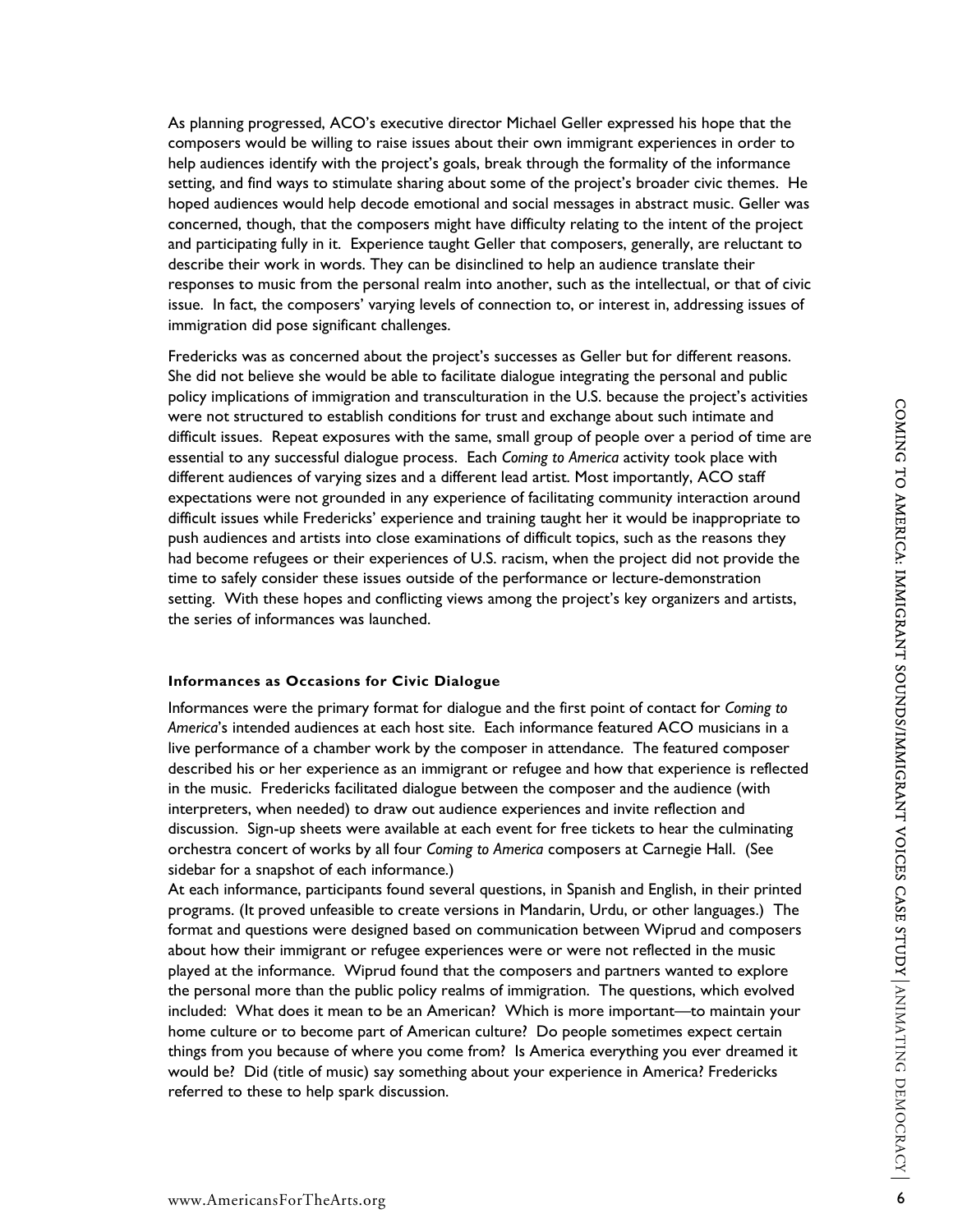As planning progressed, ACO's executive director Michael Geller expressed his hope that the composers would be willing to raise issues about their own immigrant experiences in order to help audiences identify with the project's goals, break through the formality of the informance setting, and find ways to stimulate sharing about some of the project's broader civic themes. He hoped audiences would help decode emotional and social messages in abstract music. Geller was concerned, though, that the composers might have difficulty relating to the intent of the project and participating fully in it. Experience taught Geller that composers, generally, are reluctant to describe their work in words. They can be disinclined to help an audience translate their responses to music from the personal realm into another, such as the intellectual, or that of civic issue. In fact, the composers' varying levels of connection to, or interest in, addressing issues of immigration did pose significant challenges.

Fredericks was as concerned about the project's successes as Geller but for different reasons. She did not believe she would be able to facilitate dialogue integrating the personal and public policy implications of immigration and transculturation in the U.S. because the project's activities were not structured to establish conditions for trust and exchange about such intimate and difficult issues. Repeat exposures with the same, small group of people over a period of time are essential to any successful dialogue process. Each *Coming to America* activity took place with different audiences of varying sizes and a different lead artist. Most importantly, ACO staff expectations were not grounded in any experience of facilitating community interaction around difficult issues while Fredericks' experience and training taught her it would be inappropriate to push audiences and artists into close examinations of difficult topics, such as the reasons they had become refugees or their experiences of U.S. racism, when the project did not provide the time to safely consider these issues outside of the performance or lecture-demonstration setting. With these hopes and conflicting views among the project's key organizers and artists, the series of informances was launched.

**Informances as Occasions for Civic Dialogue**

Informances were the primary format for dialogue and the first point of contact for *Coming to America*'s intended audiences at each host site. Each informance featured ACO musicians in a live performance of a chamber work by the composer in attendance. The featured composer described his or her experience as an immigrant or refugee and how that experience is reflected in the music. Fredericks facilitated dialogue between the composer and the audience (with interpreters, when needed) to draw out audience experiences and invite reflection and discussion. Sign-up sheets were available at each event for free tickets to hear the culminating orchestra concert of works by all four *Coming to America* composers at Carnegie Hall. (See sidebar for a snapshot of each informance.)

At each informance, participants found several questions, in Spanish and English, in their printed programs. (It proved unfeasible to create versions in Mandarin, Urdu, or other languages.) The format and questions were designed based on communication between Wiprud and composers about how their immigrant or refugee experiences were or were not reflected in the music played at the informance. Wiprud found that the composers and partners wanted to explore the personal more than the public policy realms of immigration. The questions, which evolved included: What does it mean to be an American? Which is more important—to maintain your home culture or to become part of American culture? Do people sometimes expect certain things from you because of where you come from? Is America everything you ever dreamed it would be? Did (title of music) say something about your experience in America? Fredericks referred to these to help spark discussion.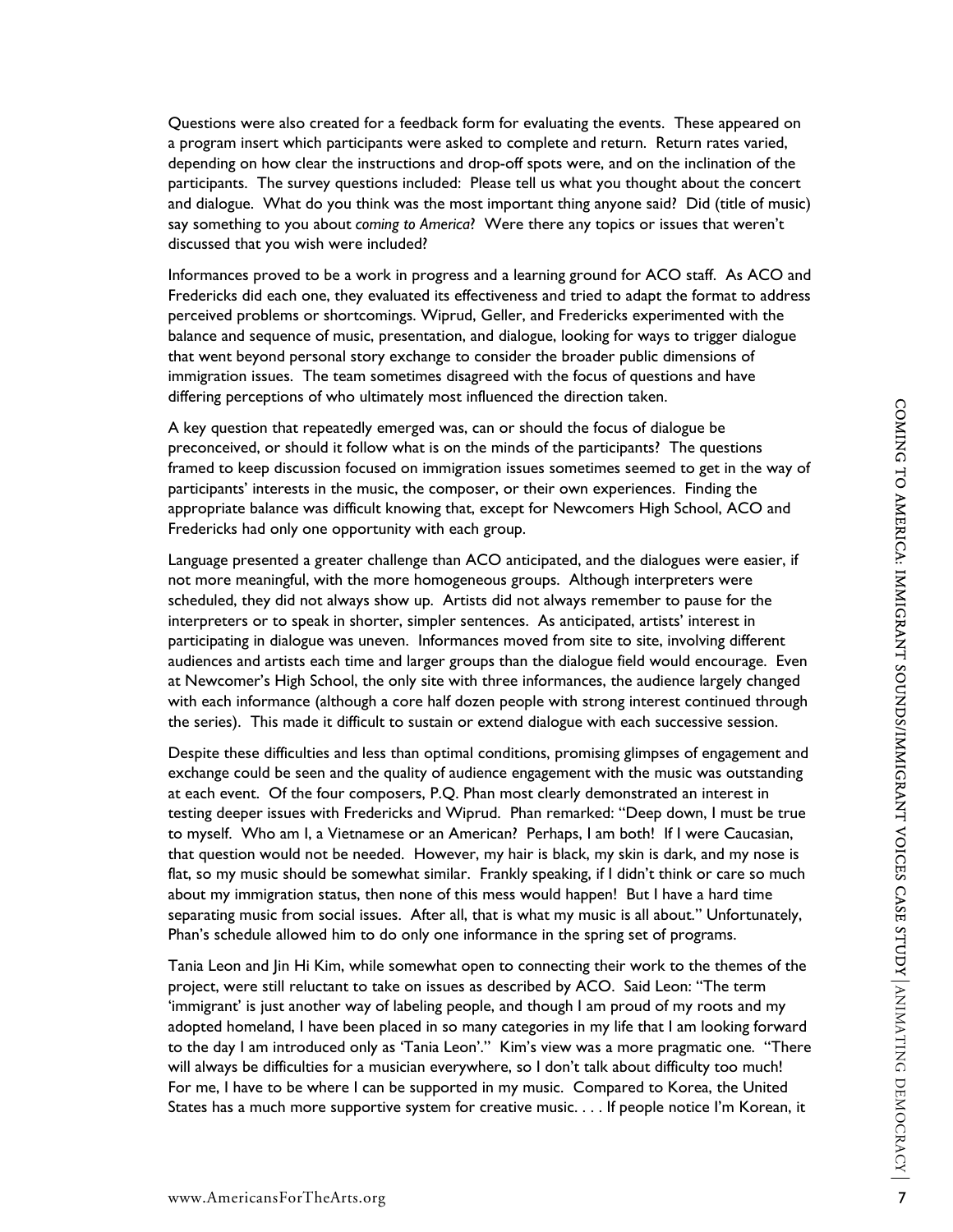Questions were also created for a feedback form for evaluating the events. These appeared on a program insert which participants were asked to complete and return. Return rates varied, depending on how clear the instructions and drop-off spots were, and on the inclination of the participants. The survey questions included: Please tell us what you thought about the concert and dialogue. What do you think was the most important thing anyone said? Did (title of music) say something to you about *coming to America*? Were there any topics or issues that weren't discussed that you wish were included?

Informances proved to be a work in progress and a learning ground for ACO staff. As ACO and Fredericks did each one, they evaluated its effectiveness and tried to adapt the format to address perceived problems or shortcomings. Wiprud, Geller, and Fredericks experimented with the balance and sequence of music, presentation, and dialogue, looking for ways to trigger dialogue that went beyond personal story exchange to consider the broader public dimensions of immigration issues. The team sometimes disagreed with the focus of questions and have differing perceptions of who ultimately most influenced the direction taken.

A key question that repeatedly emerged was, can or should the focus of dialogue be preconceived, or should it follow what is on the minds of the participants? The questions framed to keep discussion focused on immigration issues sometimes seemed to get in the way of participants' interests in the music, the composer, or their own experiences. Finding the appropriate balance was difficult knowing that, except for Newcomers High School, ACO and Fredericks had only one opportunity with each group.

Language presented a greater challenge than ACO anticipated, and the dialogues were easier, if not more meaningful, with the more homogeneous groups. Although interpreters were scheduled, they did not always show up. Artists did not always remember to pause for the interpreters or to speak in shorter, simpler sentences. As anticipated, artists' interest in participating in dialogue was uneven. Informances moved from site to site, involving different audiences and artists each time and larger groups than the dialogue field would encourage. Even at Newcomer's High School, the only site with three informances, the audience largely changed with each informance (although a core half dozen people with strong interest continued through the series). This made it difficult to sustain or extend dialogue with each successive session.

Despite these difficulties and less than optimal conditions, promising glimpses of engagement and exchange could be seen and the quality of audience engagement with the music was outstanding at each event. Of the four composers, P.Q. Phan most clearly demonstrated an interest in testing deeper issues with Fredericks and Wiprud. Phan remarked: "Deep down, I must be true to myself. Who am I, a Vietnamese or an American? Perhaps, I am both! If I were Caucasian, that question would not be needed. However, my hair is black, my skin is dark, and my nose is flat, so my music should be somewhat similar. Frankly speaking, if I didn't think or care so much about my immigration status, then none of this mess would happen! But I have a hard time separating music from social issues. After all, that is what my music is all about." Unfortunately, Phan's schedule allowed him to do only one informance in the spring set of programs.

Tania Leon and Jin Hi Kim, while somewhat open to connecting their work to the themes of the project, were still reluctant to take on issues as described by ACO. Said Leon: "The term 'immigrant' is just another way of labeling people, and though I am proud of my roots and my adopted homeland, I have been placed in so many categories in my life that I am looking forward to the day I am introduced only as 'Tania Leon'." Kim's view was a more pragmatic one. "There will always be difficulties for a musician everywhere, so I don't talk about difficulty too much! For me, I have to be where I can be supported in my music. Compared to Korea, the United States has a much more supportive system for creative music. . . . If people notice I'm Korean, it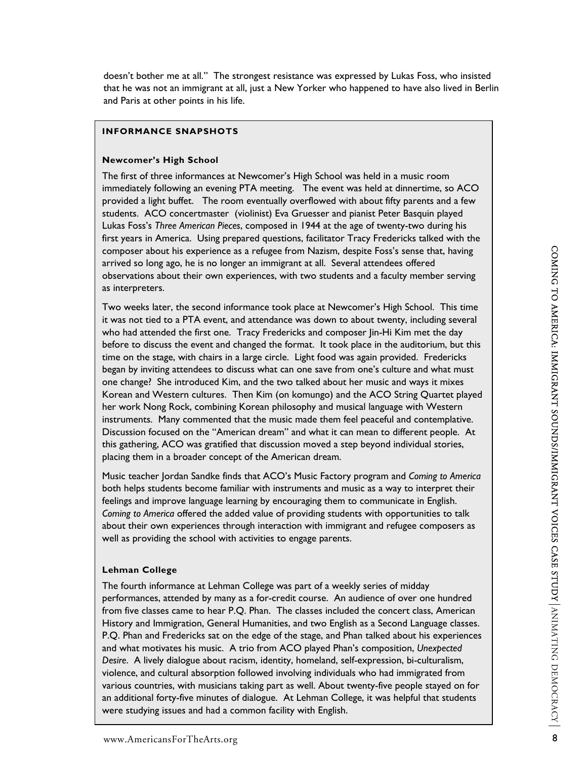doesn't bother me at all." The strongest resistance was expressed by Lukas Foss, who insisted that he was not an immigrant at all, just a New Yorker who happened to have also lived in Berlin and Paris at other points in his life.

## INFORMANCE SNAPSHOTS

### Newcomer's High School

The first of three informances at Newcomer's High School was held in a music room immediately following an evening PTA meeting. The event was held at dinnertime, so ACO provided a light buffet. The room eventually overflowed with about fifty parents and a few students. ACO concertmaster (violinist) Eva Gruesser and pianist Peter Basquin played Lukas Foss's *Three American Pieces*, composed in 1944 at the age of twenty-two during his first years in America. Using prepared questions, facilitator Tracy Fredericks talked with the composer about his experience as a refugee from Nazism, despite Foss's sense that, having arrived so long ago, he is no longer an immigrant at all. Several attendees offered observations about their own experiences, with two students and a faculty member serving as interpreters.

Two weeks later, the second informance took place at Newcomer's High School. This time it was not tied to a PTA event, and attendance was down to about twenty, including several who had attended the first one. Tracy Fredericks and composer Jin-Hi Kim met the day before to discuss the event and changed the format. It took place in the auditorium, but this time on the stage, with chairs in a large circle. Light food was again provided. Fredericks began by inviting attendees to discuss what can one save from one's culture and what must one change? She introduced Kim, and the two talked about her music and ways it mixes Korean and Western cultures. Then Kim (on komungo) and the ACO String Quartet played her work Nong Rock, combining Korean philosophy and musical language with Western instruments. Many commented that the music made them feel peaceful and contemplative. Discussion focused on the "American dream" and what it can mean to different people. At this gathering, ACO was gratified that discussion moved a step beyond individual stories, placing them in a broader concept of the American dream.

Music teacher Jordan Sandke finds that ACO's Music Factory program and *Coming to America* both helps students become familiar with instruments and music as a way to interpret their feelings and improve language learning by encouraging them to communicate in English. *Coming to America* offered the added value of providing students with opportunities to talk about their own experiences through interaction with immigrant and refugee composers as well as providing the school with activities to engage parents.

### Lehman College

The fourth informance at Lehman College was part of a weekly series of midday performances, attended by many as a for-credit course. An audience of over one hundred from five classes came to hear P.Q. Phan. The classes included the concert class, American History and Immigration, General Humanities, and two English as a Second Language classes. P.Q. Phan and Fredericks sat on the edge of the stage, and Phan talked about his experiences and what motivates his music. A trio from ACO played Phan's composition, *Unexpected Desire*. A lively dialogue about racism, identity, homeland, self-expression, bi-culturalism, violence, and cultural absorption followed involving individuals who had immigrated from various countries, with musicians taking part as well. About twenty-five people stayed on for an additional forty-five minutes of dialogue. At Lehman College, it was helpful that students were studying issues and had a common facility with English.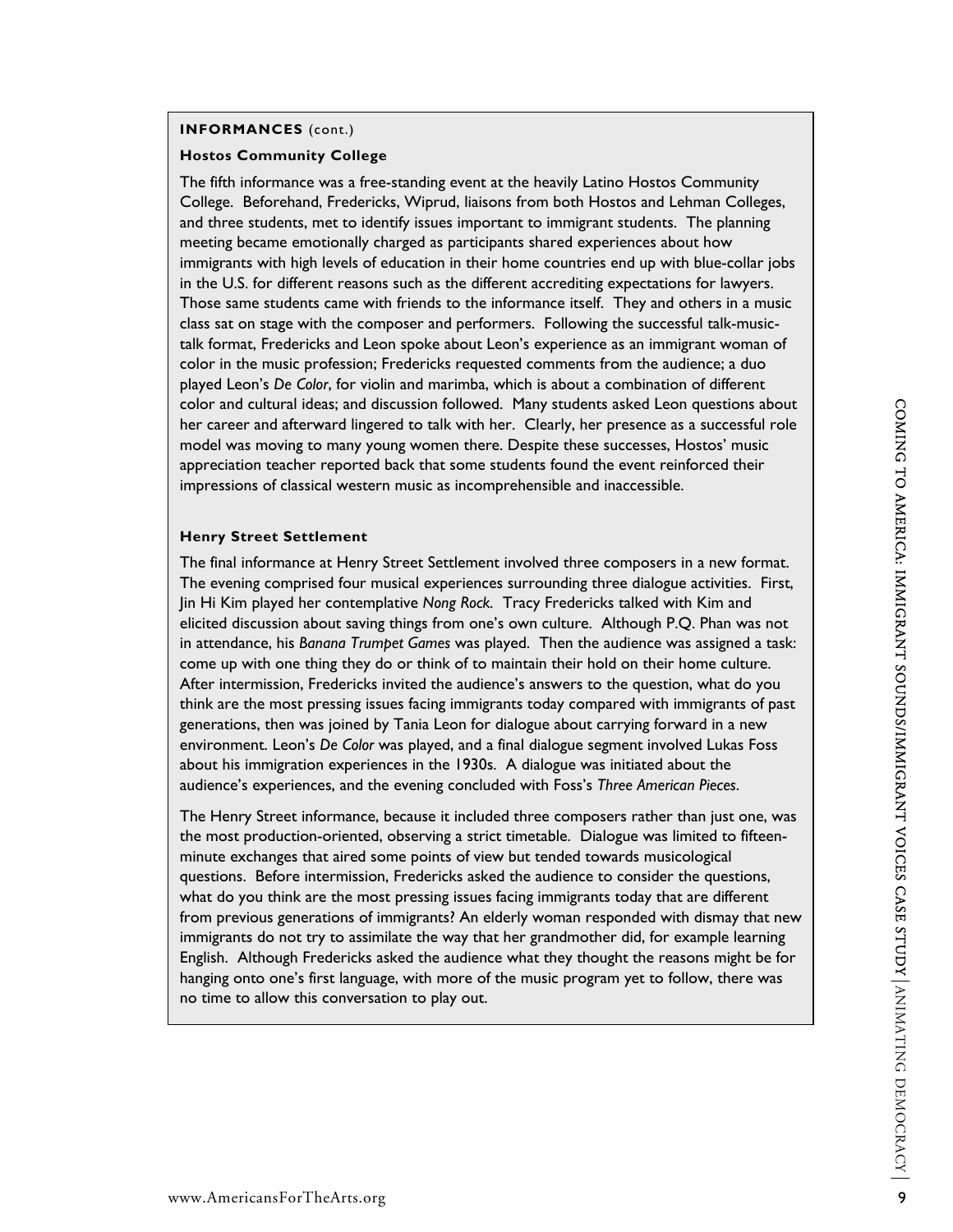**INFORMANCES** (cont.)

**Hostos Community College**

The fifth informance was a free-standing event at the heavily Latino Hostos Community College. Beforehand, Fredericks, Wiprud, liaisons from both Hostos and Lehman Colleges, and three students, met to identify issues important to immigrant students. The planning meeting became emotionally charged as participants shared experiences about how immigrants with high levels of education in their home countries end up with blue-collar jobs in the U.S. for different reasons such as the different accrediting expectations for lawyers. Those same students came with friends to the informance itself. They and others in a music class sat on stage with the composer and performers. Following the successful talk-music-talk format, Fredericks and Leon spoke about Leon's experience as an immigrant woman of color in the music profession; Fredericks requested comments from the audience; a duo played Leon's *De Color*, for violin and marimba, which is about a combination of different color and cultural ideas; and discussion followed. Many students asked Leon questions about her career and afterward lingered to talk with her. Clearly, her presence as a successful role model was moving to many young women there. Despite these successes, Hostos' music appreciation teacher reported back that some students found the event reinforced their impressions of classical western music as incomprehensible and inaccessible.

**Henry Street Settlement**

The final informance at Henry Street Settlement involved three composers in a new format. The evening comprised four musical experiences surrounding three dialogue activities. First, Jin Hi Kim played her contemplative *Nong Rock*. Tracy Fredericks talked with Kim and elicited discussion about saving things from one's own culture. Although P.Q. Phan was not in attendance, his *Banana Trumpet Games* was played. Then the audience was assigned a task: come up with one thing they do or think of to maintain their hold on their home culture. After intermission, Fredericks invited the audience's answers to the question, what do you think are the most pressing issues facing immigrants today compared with immigrants of past generations, then was joined by Tania Leon for dialogue about carrying forward in a new environment. Leon's *De Color* was played, and a final dialogue segment involved Lukas Foss about his immigration experiences in the 1930s. A dialogue was initiated about the audience's experiences, and the evening concluded with Foss's *Three American Pieces*.

The Henry Street informance, because it included three composers rather than just one, was the most production-oriented, observing a strict timetable. Dialogue was limited to fifteen-minute exchanges that aired some points of view but tended towards musicological questions. Before intermission, Fredericks asked the audience to consider the questions, what do you think are the most pressing issues facing immigrants today that are different from previous generations of immigrants? An elderly woman responded with dismay that new immigrants do not try to assimilate the way that her grandmother did, for example learning English. Although Fredericks asked the audience what they thought the reasons might be for hanging onto one's first language, with more of the music program yet to follow, there was no time to allow this conversation to play out.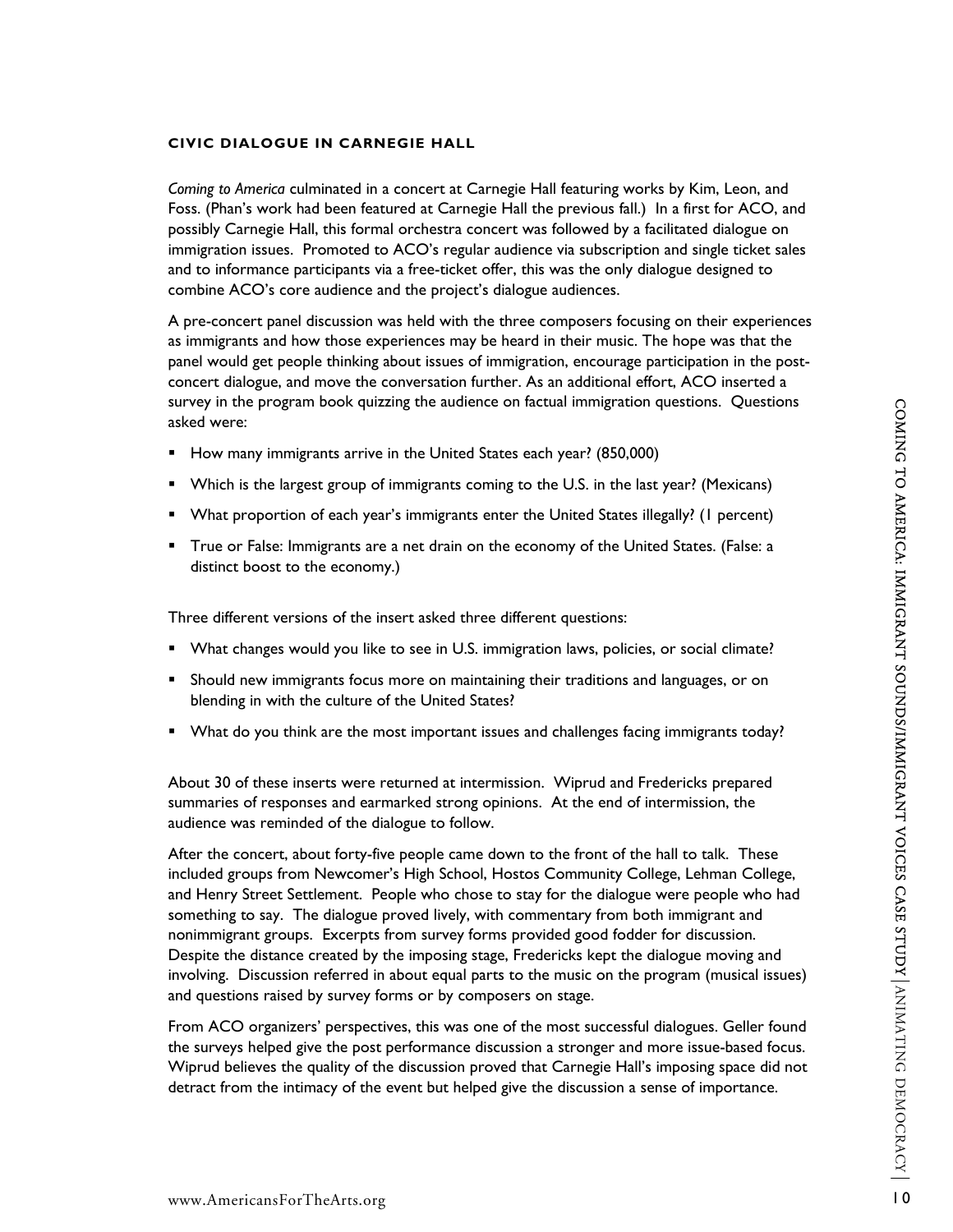### CIVIC DIALOGUE IN CARNEGIE HALL

*Coming to America* culminated in a concert at Carnegie Hall featuring works by Kim, Leon, and Foss. (Phan's work had been featured at Carnegie Hall the previous fall.) In a first for ACO, and possibly Carnegie Hall, this formal orchestra concert was followed by a facilitated dialogue on immigration issues. Promoted to ACO's regular audience via subscription and single ticket sales and to informance participants via a free-ticket offer, this was the only dialogue designed to combine ACO's core audience and the project's dialogue audiences.

A pre-concert panel discussion was held with the three composers focusing on their experiences as immigrants and how those experiences may be heard in their music. The hope was that the panel would get people thinking about issues of immigration, encourage participation in the post-concert dialogue, and move the conversation further. As an additional effort, ACO inserted a survey in the program book quizzing the audience on factual immigration questions. Questions asked were:

- How many immigrants arrive in the United States each year? (850,000)
- Which is the largest group of immigrants coming to the U.S. in the last year? (Mexicans)
- What proportion of each year's immigrants enter the United States illegally? (1 percent)
- True or False: Immigrants are a net drain on the economy of the United States. (False: a distinct boost to the economy.)

Three different versions of the insert asked three different questions:

- What changes would you like to see in U.S. immigration laws, policies, or social climate?
- Should new immigrants focus more on maintaining their traditions and languages, or on blending in with the culture of the United States?
- What do you think are the most important issues and challenges facing immigrants today?

About 30 of these inserts were returned at intermission. Wiprud and Fredericks prepared summaries of responses and earmarked strong opinions. At the end of intermission, the audience was reminded of the dialogue to follow.

After the concert, about forty-five people came down to the front of the hall to talk. These included groups from Newcomer's High School, Hostos Community College, Lehman College, and Henry Street Settlement. People who chose to stay for the dialogue were people who had something to say. The dialogue proved lively, with commentary from both immigrant and nonimmigrant groups. Excerpts from survey forms provided good fodder for discussion. Despite the distance created by the imposing stage, Fredericks kept the dialogue moving and involving. Discussion referred in about equal parts to the music on the program (musical issues) and questions raised by survey forms or by composers on stage.

From ACO organizers' perspectives, this was one of the most successful dialogues. Geller found the surveys helped give the post performance discussion a stronger and more issue-based focus. Wiprud believes the quality of the discussion proved that Carnegie Hall's imposing space did not detract from the intimacy of the event but helped give the discussion a sense of importance.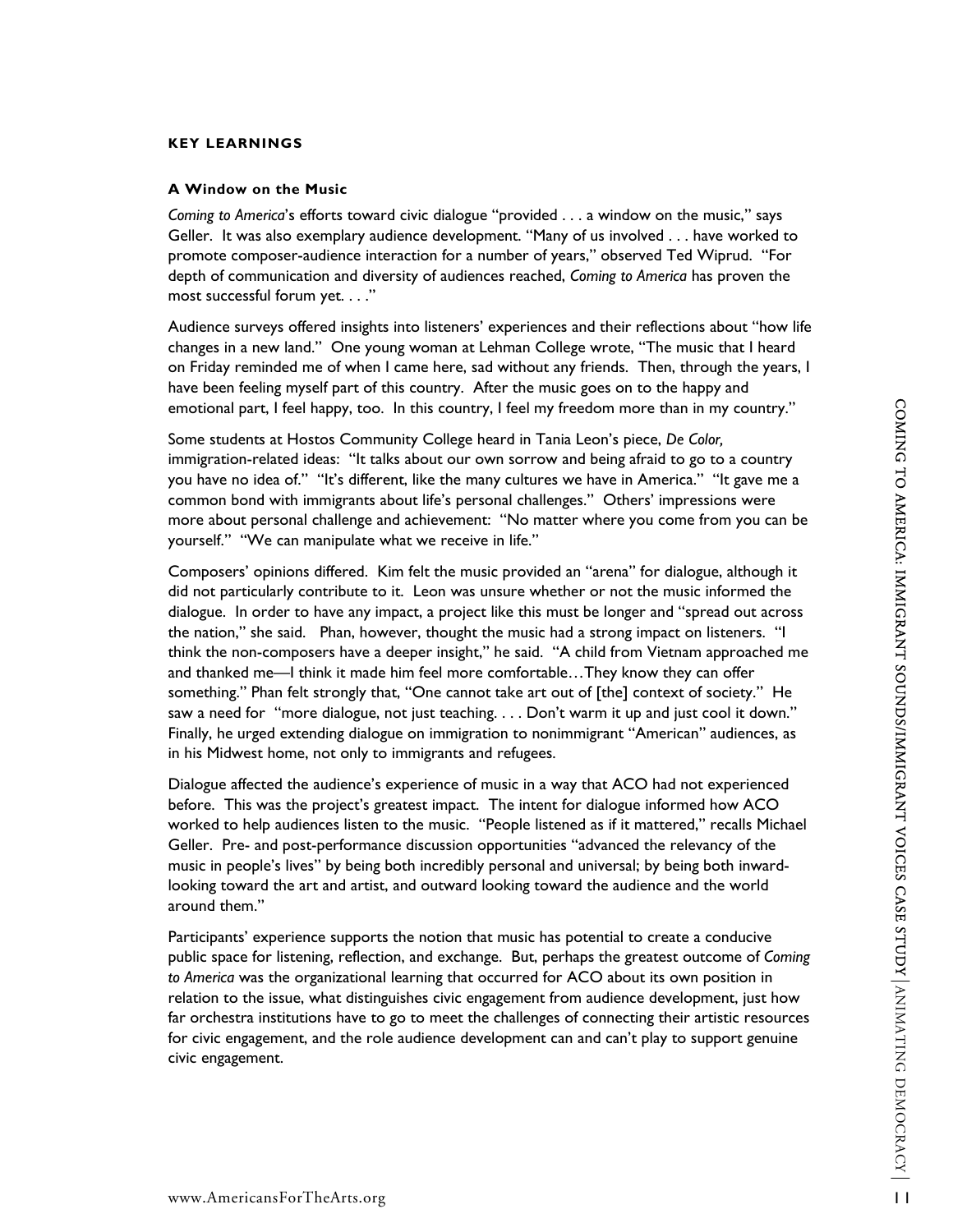#### KEY LEARNINGS

**A Window on the Music**

*Coming to America*'s efforts toward civic dialogue "provided . . . a window on the music," says Geller. It was also exemplary audience development. "Many of us involved . . . have worked to promote composer-audience interaction for a number of years," observed Ted Wiprud. "For depth of communication and diversity of audiences reached, *Coming to America* has proven the most successful forum yet. . . ."

Audience surveys offered insights into listeners' experiences and their reflections about "how life changes in a new land." One young woman at Lehman College wrote, "The music that I heard on Friday reminded me of when I came here, sad without any friends. Then, through the years, I have been feeling myself part of this country. After the music goes on to the happy and emotional part, I feel happy, too. In this country, I feel my freedom more than in my country."

Some students at Hostos Community College heard in Tania Leon's piece, *De Color,* immigration-related ideas: "It talks about our own sorrow and being afraid to go to a country you have no idea of." "It's different, like the many cultures we have in America." "It gave me a common bond with immigrants about life's personal challenges." Others' impressions were more about personal challenge and achievement: "No matter where you come from you can be yourself." "We can manipulate what we receive in life."

Composers' opinions differed. Kim felt the music provided an "arena" for dialogue, although it did not particularly contribute to it. Leon was unsure whether or not the music informed the dialogue. In order to have any impact, a project like this must be longer and "spread out across the nation," she said. Phan, however, thought the music had a strong impact on listeners. "I think the non-composers have a deeper insight," he said. "A child from Vietnam approached me and thanked me—I think it made him feel more comfortable…They know they can offer something." Phan felt strongly that, "One cannot take art out of [the] context of society." He saw a need for "more dialogue, not just teaching. . . . Don't warm it up and just cool it down." Finally, he urged extending dialogue on immigration to nonimmigrant "American" audiences, as in his Midwest home, not only to immigrants and refugees.

Dialogue affected the audience's experience of music in a way that ACO had not experienced before. This was the project's greatest impact. The intent for dialogue informed how ACO worked to help audiences listen to the music. "People listened as if it mattered," recalls Michael Geller. Pre- and post-performance discussion opportunities "advanced the relevancy of the music in people's lives" by being both incredibly personal and universal; by being both inward-looking toward the art and artist, and outward looking toward the audience and the world around them."

Participants' experience supports the notion that music has potential to create a conducive public space for listening, reflection, and exchange. But, perhaps the greatest outcome of *Coming to America* was the organizational learning that occurred for ACO about its own position in relation to the issue, what distinguishes civic engagement from audience development, just how far orchestra institutions have to go to meet the challenges of connecting their artistic resources for civic engagement, and the role audience development can and can't play to support genuine civic engagement.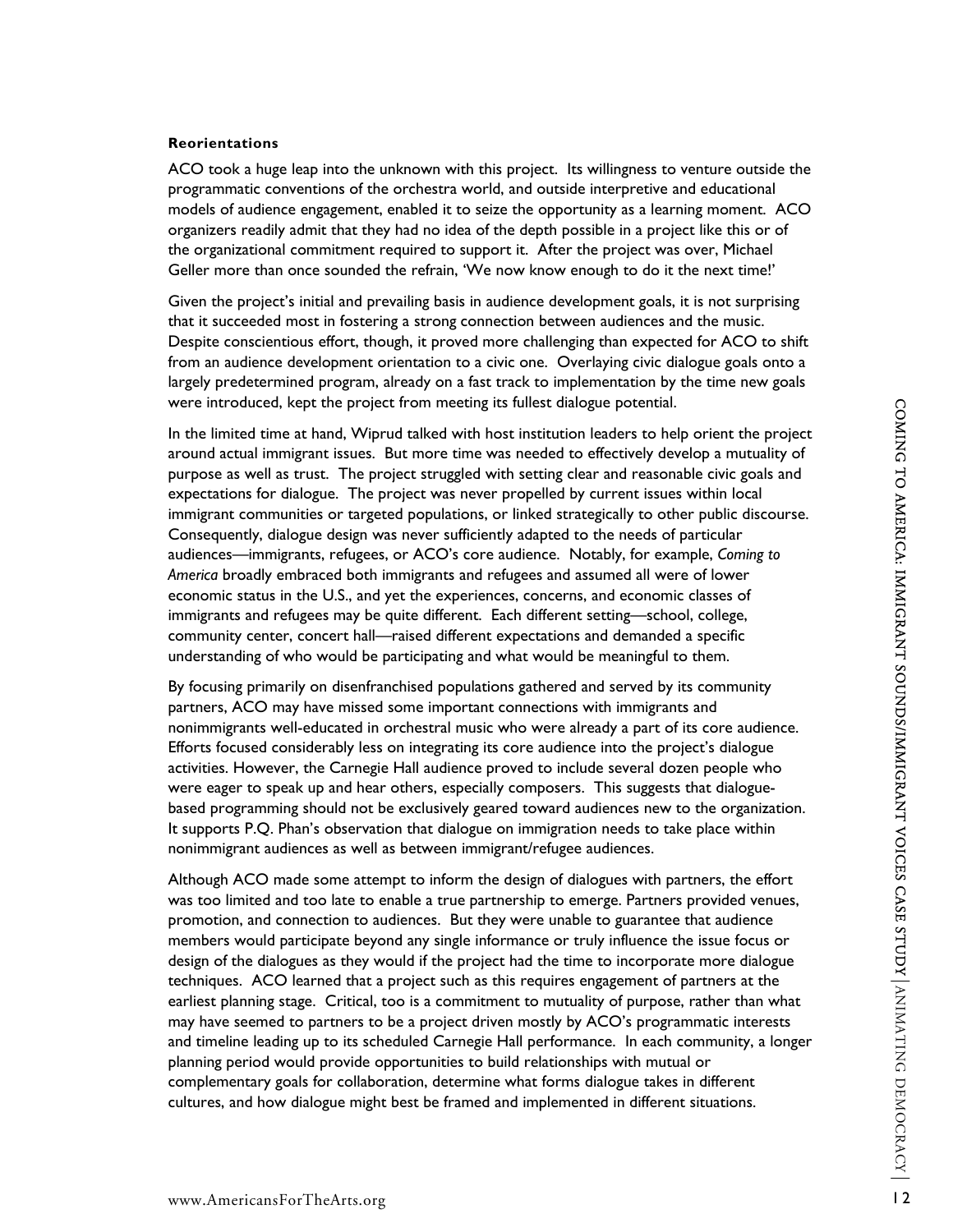**Reorientations**

ACO took a huge leap into the unknown with this project. Its willingness to venture outside the programmatic conventions of the orchestra world, and outside interpretive and educational models of audience engagement, enabled it to seize the opportunity as a learning moment. ACO organizers readily admit that they had no idea of the depth possible in a project like this or of the organizational commitment required to support it. After the project was over, Michael Geller more than once sounded the refrain, 'We now know enough to do it the next time!'

Given the project's initial and prevailing basis in audience development goals, it is not surprising that it succeeded most in fostering a strong connection between audiences and the music. Despite conscientious effort, though, it proved more challenging than expected for ACO to shift from an audience development orientation to a civic one. Overlaying civic dialogue goals onto a largely predetermined program, already on a fast track to implementation by the time new goals were introduced, kept the project from meeting its fullest dialogue potential.

In the limited time at hand, Wiprud talked with host institution leaders to help orient the project around actual immigrant issues. But more time was needed to effectively develop a mutuality of purpose as well as trust. The project struggled with setting clear and reasonable civic goals and expectations for dialogue. The project was never propelled by current issues within local immigrant communities or targeted populations, or linked strategically to other public discourse. Consequently, dialogue design was never sufficiently adapted to the needs of particular audiences—immigrants, refugees, or ACO's core audience. Notably, for example, *Coming to America* broadly embraced both immigrants and refugees and assumed all were of lower economic status in the U.S., and yet the experiences, concerns, and economic classes of immigrants and refugees may be quite different. Each different setting—school, college, community center, concert hall—raised different expectations and demanded a specific understanding of who would be participating and what would be meaningful to them.

By focusing primarily on disenfranchised populations gathered and served by its community partners, ACO may have missed some important connections with immigrants and nonimmigrants well-educated in orchestral music who were already a part of its core audience. Efforts focused considerably less on integrating its core audience into the project's dialogue activities. However, the Carnegie Hall audience proved to include several dozen people who were eager to speak up and hear others, especially composers. This suggests that dialogue-based programming should not be exclusively geared toward audiences new to the organization. It supports P.Q. Phan's observation that dialogue on immigration needs to take place within nonimmigrant audiences as well as between immigrant/refugee audiences.

Although ACO made some attempt to inform the design of dialogues with partners, the effort was too limited and too late to enable a true partnership to emerge. Partners provided venues, promotion, and connection to audiences. But they were unable to guarantee that audience members would participate beyond any single informance or truly influence the issue focus or design of the dialogues as they would if the project had the time to incorporate more dialogue techniques. ACO learned that a project such as this requires engagement of partners at the earliest planning stage. Critical, too is a commitment to mutuality of purpose, rather than what may have seemed to partners to be a project driven mostly by ACO's programmatic interests and timeline leading up to its scheduled Carnegie Hall performance. In each community, a longer planning period would provide opportunities to build relationships with mutual or complementary goals for collaboration, determine what forms dialogue takes in different cultures, and how dialogue might best be framed and implemented in different situations.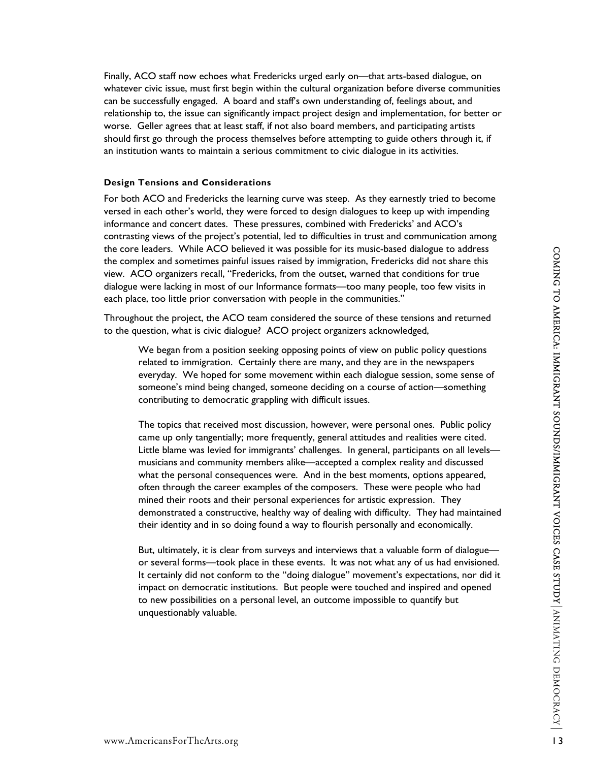Finally, ACO staff now echoes what Fredericks urged early on—that arts-based dialogue, on whatever civic issue, must first begin within the cultural organization before diverse communities can be successfully engaged. A board and staff's own understanding of, feelings about, and relationship to, the issue can significantly impact project design and implementation, for better or worse. Geller agrees that at least staff, if not also board members, and participating artists should first go through the process themselves before attempting to guide others through it, if an institution wants to maintain a serious commitment to civic dialogue in its activities.

#### Design Tensions and Considerations

For both ACO and Fredericks the learning curve was steep. As they earnestly tried to become versed in each other's world, they were forced to design dialogues to keep up with impending informance and concert dates. These pressures, combined with Fredericks' and ACO's contrasting views of the project's potential, led to difficulties in trust and communication among the core leaders. While ACO believed it was possible for its music-based dialogue to address the complex and sometimes painful issues raised by immigration, Fredericks did not share this view. ACO organizers recall, "Fredericks, from the outset, warned that conditions for true dialogue were lacking in most of our Informance formats—too many people, too few visits in each place, too little prior conversation with people in the communities."

Throughout the project, the ACO team considered the source of these tensions and returned to the question, what is civic dialogue? ACO project organizers acknowledged,

> We began from a position seeking opposing points of view on public policy questions related to immigration. Certainly there are many, and they are in the newspapers everyday. We hoped for some movement within each dialogue session, some sense of someone's mind being changed, someone deciding on a course of action—something contributing to democratic grappling with difficult issues.
>
> The topics that received most discussion, however, were personal ones. Public policy came up only tangentially; more frequently, general attitudes and realities were cited. Little blame was levied for immigrants' challenges. In general, participants on all levels—musicians and community members alike—accepted a complex reality and discussed what the personal consequences were. And in the best moments, options appeared, often through the career examples of the composers. These were people who had mined their roots and their personal experiences for artistic expression. They demonstrated a constructive, healthy way of dealing with difficulty. They had maintained their identity and in so doing found a way to flourish personally and economically.
>
> But, ultimately, it is clear from surveys and interviews that a valuable form of dialogue—or several forms—took place in these events. It was not what any of us had envisioned. It certainly did not conform to the "doing dialogue" movement's expectations, nor did it impact on democratic institutions. But people were touched and inspired and opened to new possibilities on a personal level, an outcome impossible to quantify but unquestionably valuable.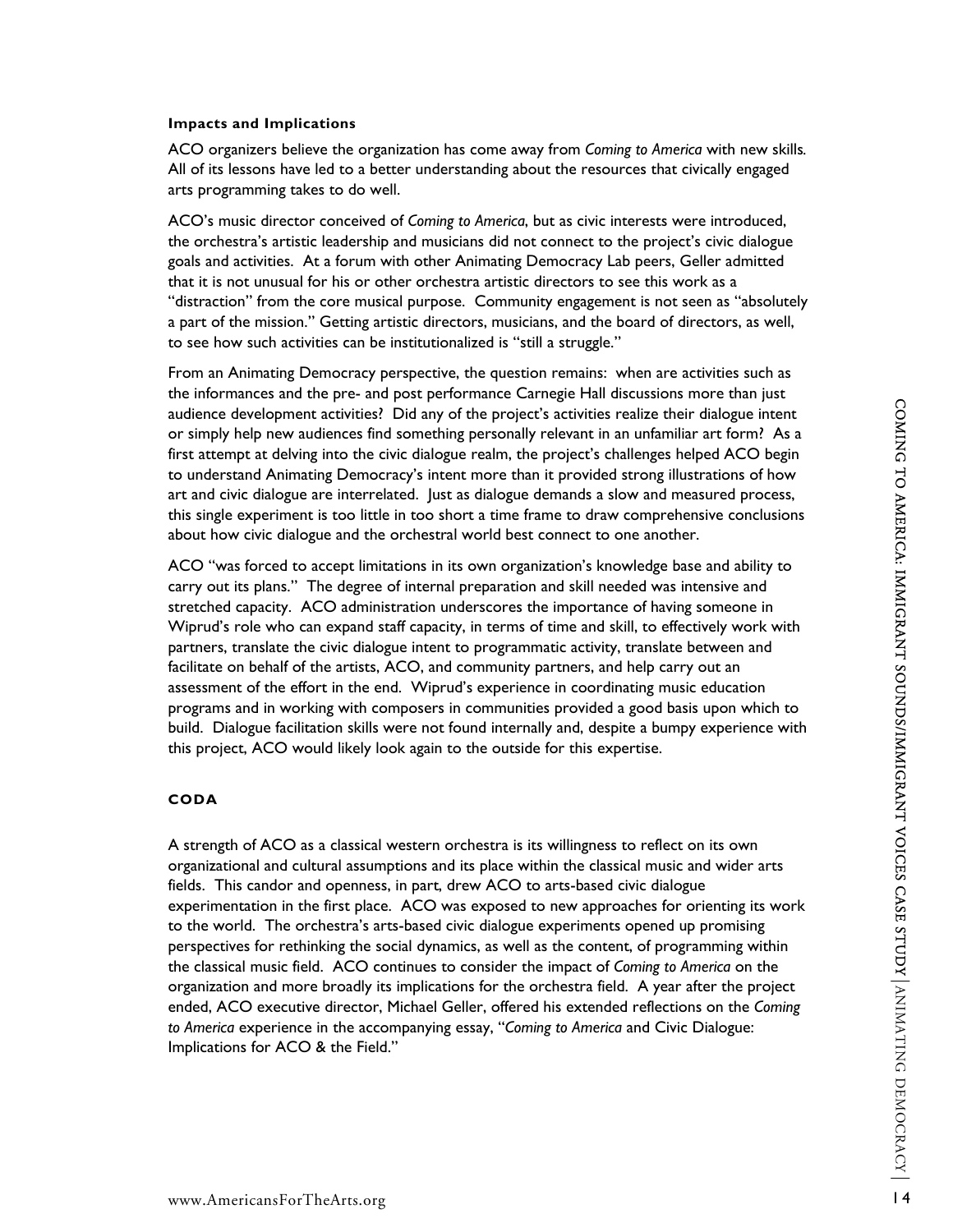**Impacts and Implications**

ACO organizers believe the organization has come away from *Coming to America* with new skills. All of its lessons have led to a better understanding about the resources that civically engaged arts programming takes to do well.

ACO's music director conceived of *Coming to America*, but as civic interests were introduced, the orchestra's artistic leadership and musicians did not connect to the project's civic dialogue goals and activities. At a forum with other Animating Democracy Lab peers, Geller admitted that it is not unusual for his or other orchestra artistic directors to see this work as a "distraction" from the core musical purpose. Community engagement is not seen as "absolutely a part of the mission." Getting artistic directors, musicians, and the board of directors, as well, to see how such activities can be institutionalized is "still a struggle."

From an Animating Democracy perspective, the question remains: when are activities such as the informances and the pre- and post performance Carnegie Hall discussions more than just audience development activities? Did any of the project's activities realize their dialogue intent or simply help new audiences find something personally relevant in an unfamiliar art form? As a first attempt at delving into the civic dialogue realm, the project's challenges helped ACO begin to understand Animating Democracy's intent more than it provided strong illustrations of how art and civic dialogue are interrelated. Just as dialogue demands a slow and measured process, this single experiment is too little in too short a time frame to draw comprehensive conclusions about how civic dialogue and the orchestral world best connect to one another.

ACO "was forced to accept limitations in its own organization's knowledge base and ability to carry out its plans." The degree of internal preparation and skill needed was intensive and stretched capacity. ACO administration underscores the importance of having someone in Wiprud's role who can expand staff capacity, in terms of time and skill, to effectively work with partners, translate the civic dialogue intent to programmatic activity, translate between and facilitate on behalf of the artists, ACO, and community partners, and help carry out an assessment of the effort in the end. Wiprud's experience in coordinating music education programs and in working with composers in communities provided a good basis upon which to build. Dialogue facilitation skills were not found internally and, despite a bumpy experience with this project, ACO would likely look again to the outside for this expertise.

## CODA

A strength of ACO as a classical western orchestra is its willingness to reflect on its own organizational and cultural assumptions and its place within the classical music and wider arts fields. This candor and openness, in part, drew ACO to arts-based civic dialogue experimentation in the first place. ACO was exposed to new approaches for orienting its work to the world. The orchestra's arts-based civic dialogue experiments opened up promising perspectives for rethinking the social dynamics, as well as the content, of programming within the classical music field. ACO continues to consider the impact of *Coming to America* on the organization and more broadly its implications for the orchestra field. A year after the project ended, ACO executive director, Michael Geller, offered his extended reflections on the *Coming to America* experience in the accompanying essay, "*Coming to America* and Civic Dialogue: Implications for ACO & the Field."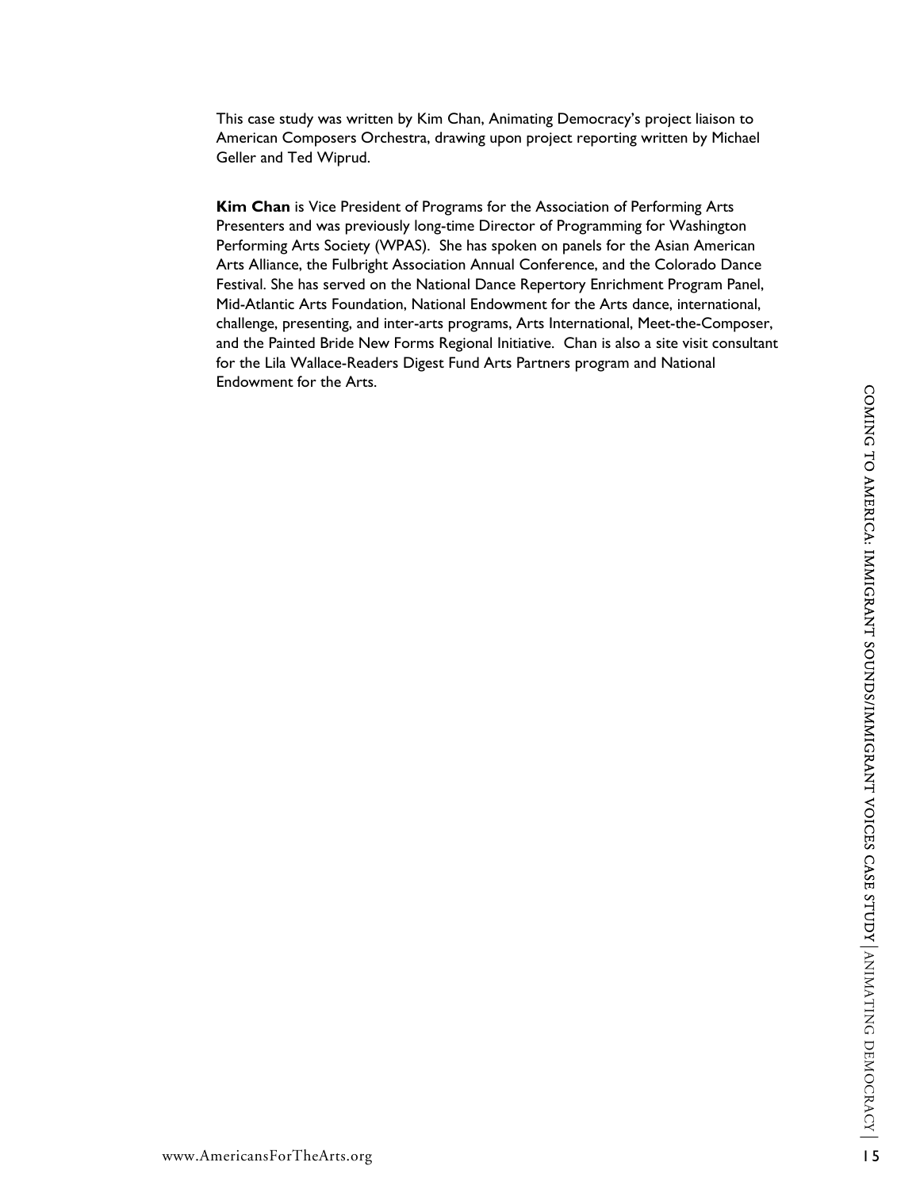This case study was written by Kim Chan, Animating Democracy's project liaison to American Composers Orchestra, drawing upon project reporting written by Michael Geller and Ted Wiprud.

**Kim Chan** is Vice President of Programs for the Association of Performing Arts Presenters and was previously long-time Director of Programming for Washington Performing Arts Society (WPAS). She has spoken on panels for the Asian American Arts Alliance, the Fulbright Association Annual Conference, and the Colorado Dance Festival. She has served on the National Dance Repertory Enrichment Program Panel, Mid-Atlantic Arts Foundation, National Endowment for the Arts dance, international, challenge, presenting, and inter-arts programs, Arts International, Meet-the-Composer, and the Painted Bride New Forms Regional Initiative. Chan is also a site visit consultant for the Lila Wallace-Readers Digest Fund Arts Partners program and National Endowment for the Arts.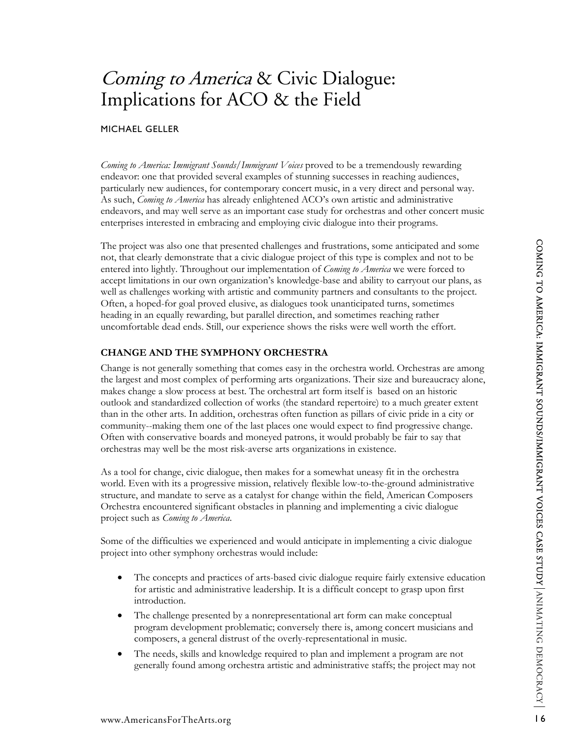# *Coming to America* & Civic Dialogue: Implications for ACO & the Field

MICHAEL GELLER

*Coming to America: Immigrant Sounds/Immigrant Voices* proved to be a tremendously rewarding endeavor: one that provided several examples of stunning successes in reaching audiences, particularly new audiences, for contemporary concert music, in a very direct and personal way. As such, *Coming to America* has already enlightened ACO's own artistic and administrative endeavors, and may well serve as an important case study for orchestras and other concert music enterprises interested in embracing and employing civic dialogue into their programs.

The project was also one that presented challenges and frustrations, some anticipated and some not, that clearly demonstrate that a civic dialogue project of this type is complex and not to be entered into lightly. Throughout our implementation of *Coming to America* we were forced to accept limitations in our own organization's knowledge-base and ability to carryout our plans, as well as challenges working with artistic and community partners and consultants to the project. Often, a hoped-for goal proved elusive, as dialogues took unanticipated turns, sometimes heading in an equally rewarding, but parallel direction, and sometimes reaching rather uncomfortable dead ends. Still, our experience shows the risks were well worth the effort.

### CHANGE AND THE SYMPHONY ORCHESTRA

Change is not generally something that comes easy in the orchestra world. Orchestras are among the largest and most complex of performing arts organizations. Their size and bureaucracy alone, makes change a slow process at best. The orchestral art form itself is based on an historic outlook and standardized collection of works (the standard repertoire) to a much greater extent than in the other arts. In addition, orchestras often function as pillars of civic pride in a city or community--making them one of the last places one would expect to find progressive change. Often with conservative boards and moneyed patrons, it would probably be fair to say that orchestras may well be the most risk-averse arts organizations in existence.

As a tool for change, civic dialogue, then makes for a somewhat uneasy fit in the orchestra world. Even with its a progressive mission, relatively flexible low-to-the-ground administrative structure, and mandate to serve as a catalyst for change within the field, American Composers Orchestra encountered significant obstacles in planning and implementing a civic dialogue project such as *Coming to America*.

Some of the difficulties we experienced and would anticipate in implementing a civic dialogue project into other symphony orchestras would include:

- The concepts and practices of arts-based civic dialogue require fairly extensive education for artistic and administrative leadership. It is a difficult concept to grasp upon first introduction.
- The challenge presented by a nonrepresentational art form can make conceptual program development problematic; conversely there is, among concert musicians and composers, a general distrust of the overly-representational in music.
- The needs, skills and knowledge required to plan and implement a program are not generally found among orchestra artistic and administrative staffs; the project may not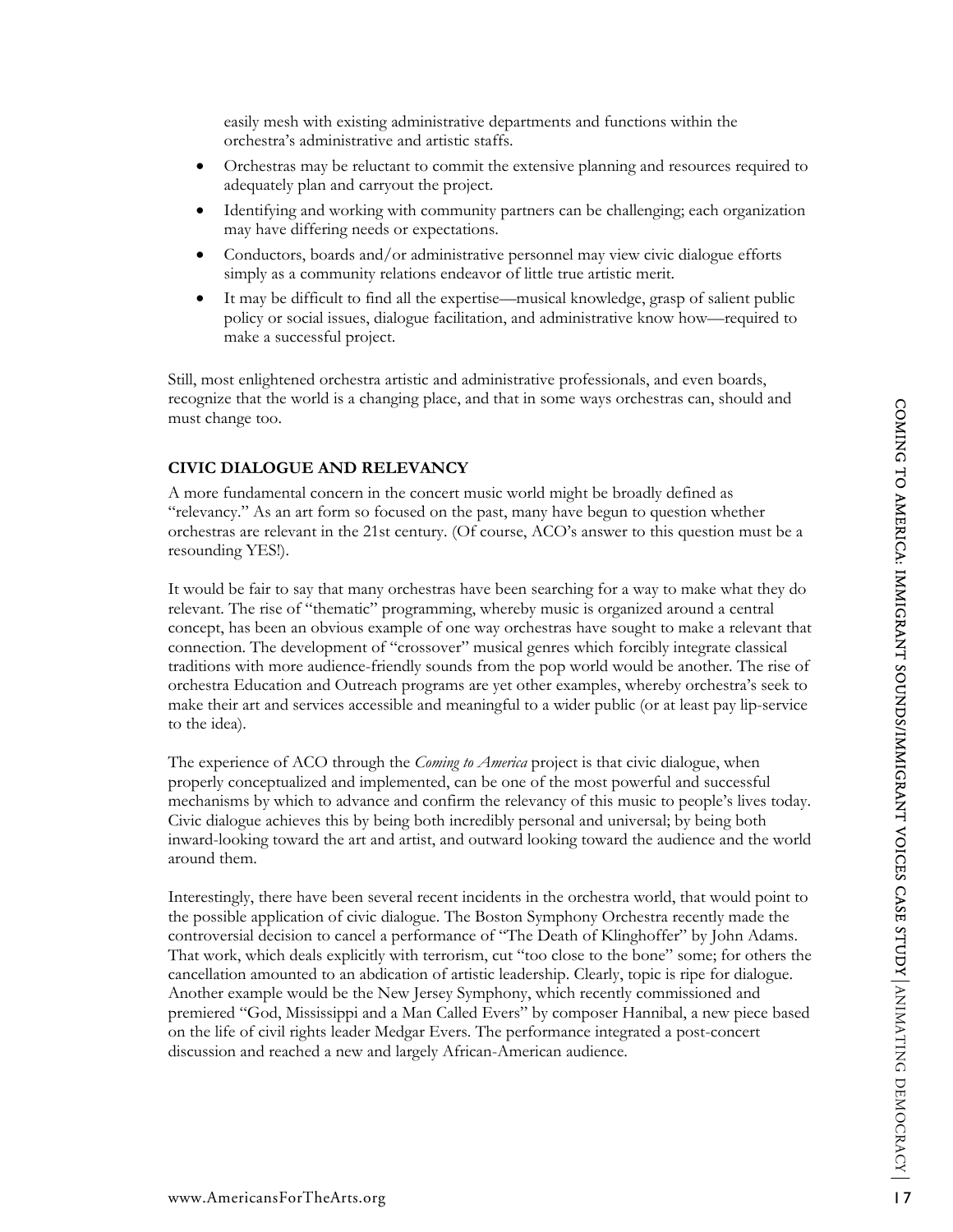easily mesh with existing administrative departments and functions within the orchestra's administrative and artistic staffs.

- Orchestras may be reluctant to commit the extensive planning and resources required to adequately plan and carryout the project.
- Identifying and working with community partners can be challenging; each organization may have differing needs or expectations.
- Conductors, boards and/or administrative personnel may view civic dialogue efforts simply as a community relations endeavor of little true artistic merit.
- It may be difficult to find all the expertise—musical knowledge, grasp of salient public policy or social issues, dialogue facilitation, and administrative know how—required to make a successful project.

Still, most enlightened orchestra artistic and administrative professionals, and even boards, recognize that the world is a changing place, and that in some ways orchestras can, should and must change too.

## CIVIC DIALOGUE AND RELEVANCY

A more fundamental concern in the concert music world might be broadly defined as "relevancy." As an art form so focused on the past, many have begun to question whether orchestras are relevant in the 21st century. (Of course, ACO's answer to this question must be a resounding YES!).

It would be fair to say that many orchestras have been searching for a way to make what they do relevant. The rise of "thematic" programming, whereby music is organized around a central concept, has been an obvious example of one way orchestras have sought to make a relevant that connection. The development of "crossover" musical genres which forcibly integrate classical traditions with more audience-friendly sounds from the pop world would be another. The rise of orchestra Education and Outreach programs are yet other examples, whereby orchestra's seek to make their art and services accessible and meaningful to a wider public (or at least pay lip-service to the idea).

The experience of ACO through the *Coming to America* project is that civic dialogue, when properly conceptualized and implemented, can be one of the most powerful and successful mechanisms by which to advance and confirm the relevancy of this music to people's lives today. Civic dialogue achieves this by being both incredibly personal and universal; by being both inward-looking toward the art and artist, and outward looking toward the audience and the world around them.

Interestingly, there have been several recent incidents in the orchestra world, that would point to the possible application of civic dialogue. The Boston Symphony Orchestra recently made the controversial decision to cancel a performance of "The Death of Klinghoffer" by John Adams. That work, which deals explicitly with terrorism, cut "too close to the bone" some; for others the cancellation amounted to an abdication of artistic leadership. Clearly, topic is ripe for dialogue. Another example would be the New Jersey Symphony, which recently commissioned and premiered "God, Mississippi and a Man Called Evers" by composer Hannibal, a new piece based on the life of civil rights leader Medgar Evers. The performance integrated a post-concert discussion and reached a new and largely African-American audience.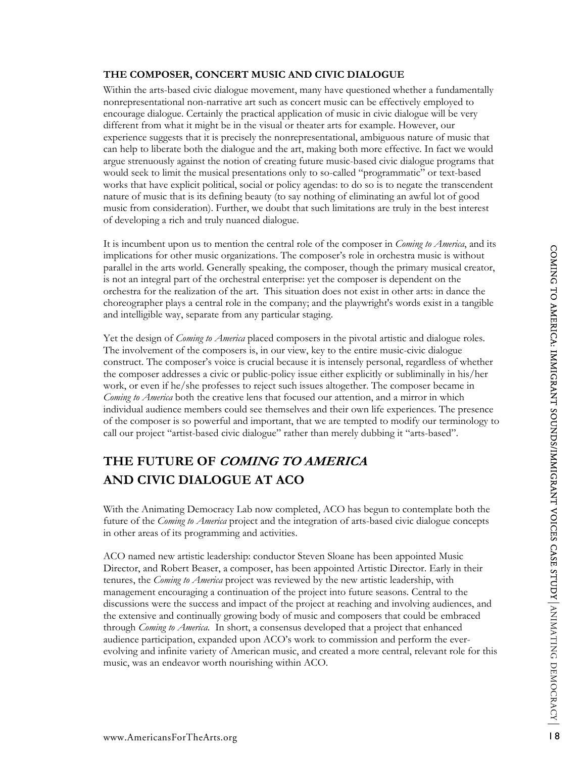### THE COMPOSER, CONCERT MUSIC AND CIVIC DIALOGUE

Within the arts-based civic dialogue movement, many have questioned whether a fundamentally nonrepresentational non-narrative art such as concert music can be effectively employed to encourage dialogue. Certainly the practical application of music in civic dialogue will be very different from what it might be in the visual or theater arts for example. However, our experience suggests that it is precisely the nonrepresentational, ambiguous nature of music that can help to liberate both the dialogue and the art, making both more effective. In fact we would argue strenuously against the notion of creating future music-based civic dialogue programs that would seek to limit the musical presentations only to so-called "programmatic" or text-based works that have explicit political, social or policy agendas: to do so is to negate the transcendent nature of music that is its defining beauty (to say nothing of eliminating an awful lot of good music from consideration). Further, we doubt that such limitations are truly in the best interest of developing a rich and truly nuanced dialogue.

It is incumbent upon us to mention the central role of the composer in *Coming to America*, and its implications for other music organizations. The composer's role in orchestra music is without parallel in the arts world. Generally speaking, the composer, though the primary musical creator, is not an integral part of the orchestral enterprise: yet the composer is dependent on the orchestra for the realization of the art. This situation does not exist in other arts: in dance the choreographer plays a central role in the company; and the playwright's words exist in a tangible and intelligible way, separate from any particular staging.

Yet the design of *Coming to America* placed composers in the pivotal artistic and dialogue roles. The involvement of the composers is, in our view, key to the entire music-civic dialogue construct. The composer's voice is crucial because it is intensely personal, regardless of whether the composer addresses a civic or public-policy issue either explicitly or subliminally in his/her work, or even if he/she professes to reject such issues altogether. The composer became in *Coming to America* both the creative lens that focused our attention, and a mirror in which individual audience members could see themselves and their own life experiences. The presence of the composer is so powerful and important, that we are tempted to modify our terminology to call our project "artist-based civic dialogue" rather than merely dubbing it "arts-based".

## THE FUTURE OF *COMING TO AMERICA* AND CIVIC DIALOGUE AT ACO

With the Animating Democracy Lab now completed, ACO has begun to contemplate both the future of the *Coming to America* project and the integration of arts-based civic dialogue concepts in other areas of its programming and activities.

ACO named new artistic leadership: conductor Steven Sloane has been appointed Music Director, and Robert Beaser, a composer, has been appointed Artistic Director. Early in their tenures, the *Coming to America* project was reviewed by the new artistic leadership, with management encouraging a continuation of the project into future seasons. Central to the discussions were the success and impact of the project at reaching and involving audiences, and the extensive and continually growing body of music and composers that could be embraced through *Coming to America*. In short, a consensus developed that a project that enhanced audience participation, expanded upon ACO's work to commission and perform the ever-evolving and infinite variety of American music, and created a more central, relevant role for this music, was an endeavor worth nourishing within ACO.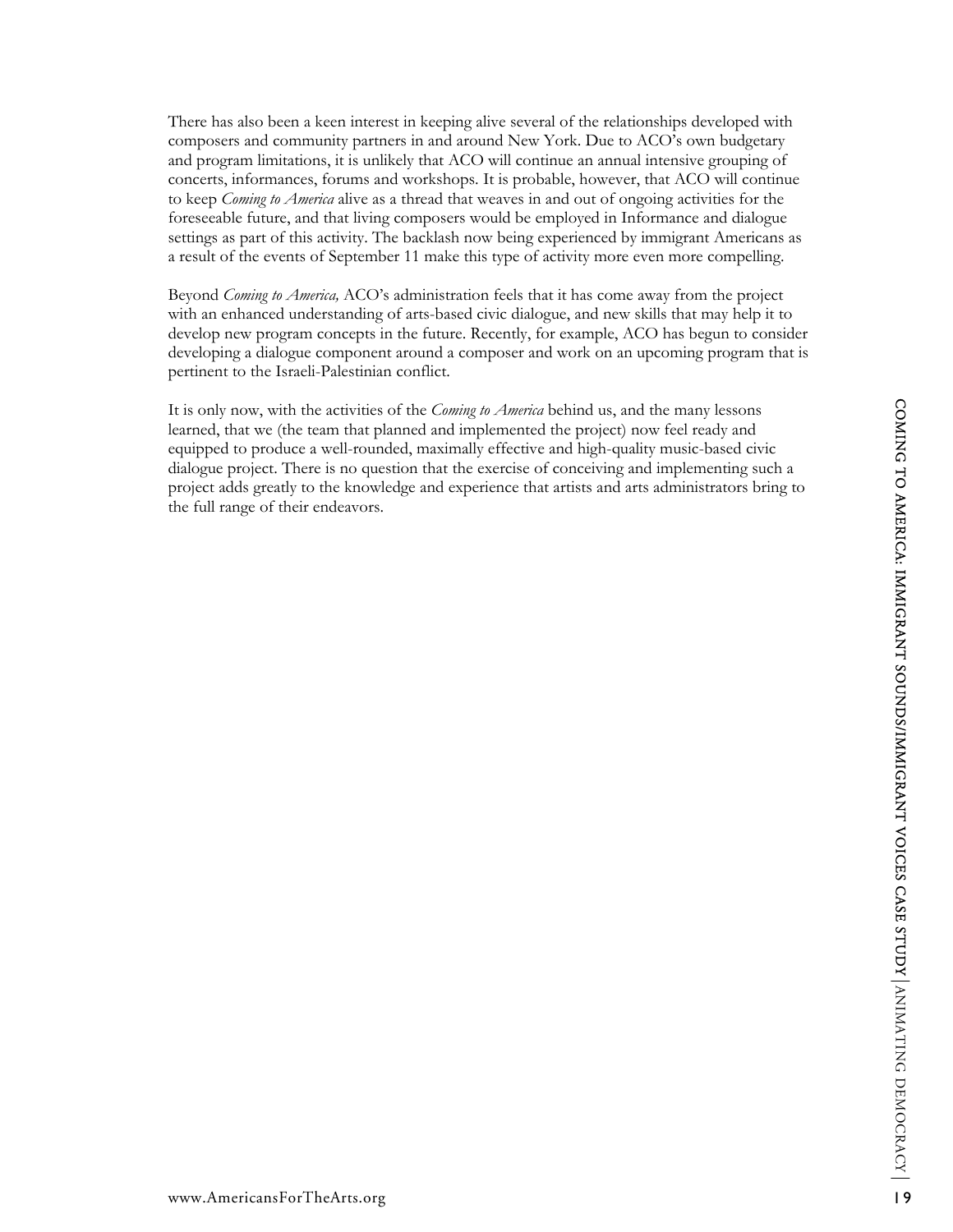There has also been a keen interest in keeping alive several of the relationships developed with composers and community partners in and around New York. Due to ACO's own budgetary and program limitations, it is unlikely that ACO will continue an annual intensive grouping of concerts, informances, forums and workshops. It is probable, however, that ACO will continue to keep *Coming to America* alive as a thread that weaves in and out of ongoing activities for the foreseeable future, and that living composers would be employed in Informance and dialogue settings as part of this activity. The backlash now being experienced by immigrant Americans as a result of the events of September 11 make this type of activity more even more compelling.

Beyond *Coming to America,* ACO's administration feels that it has come away from the project with an enhanced understanding of arts-based civic dialogue, and new skills that may help it to develop new program concepts in the future. Recently, for example, ACO has begun to consider developing a dialogue component around a composer and work on an upcoming program that is pertinent to the Israeli-Palestinian conflict.

It is only now, with the activities of the *Coming to America* behind us, and the many lessons learned, that we (the team that planned and implemented the project) now feel ready and equipped to produce a well-rounded, maximally effective and high-quality music-based civic dialogue project. There is no question that the exercise of conceiving and implementing such a project adds greatly to the knowledge and experience that artists and arts administrators bring to the full range of their endeavors.